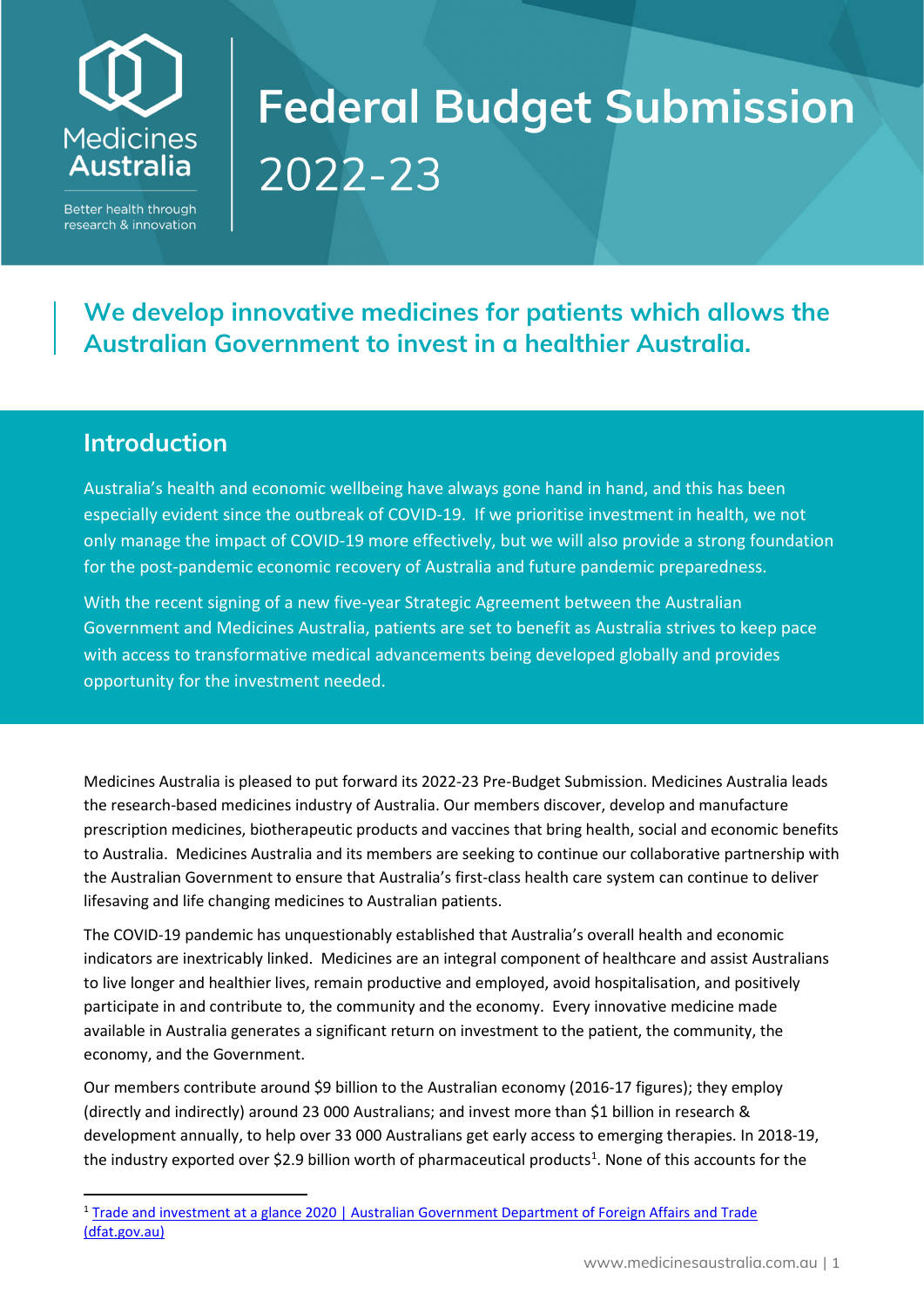# Federal Budget Submission 2022-23

Medicines Australia

Better health through research & innovation

## We develop innovative medicines for patients which allows the Australian Government to invest in a healthier Australia.

## Introduction

Australia's health and economic wellbeing have always gone hand in hand, and this has been especially evident since the outbreak of COVID-19. If we prioritise investment in health, we not only manage the impact of COVID-19 more effectively, but we will also provide a strong foundation for the post-pandemic economic recovery of Australia and future pandemic preparedness.

With the recent signing of a new five-year Strategic Agreement between the Australian Government and Medicines Australia, patients are set to benefit as Australia strives to keep pace with access to transformative medical advancements being developed globally and provides opportunity for the investment needed.

Medicines Australia is pleased to put forward its 2022-23 Pre-Budget Submission. Medicines Australia leads the research-based medicines industry of Australia. Our members discover, develop and manufacture prescription medicines, biotherapeutic products and vaccines that bring health, social and economic benefits to Australia. Medicines Australia and its members are seeking to continue our collaborative partnership with the Australian Government to ensure that Australia's first-class health care system can continue to deliver lifesaving and life changing medicines to Australian patients.

The COVID-19 pandemic has unquestionably established that Australia's overall health and economic indicators are inextricably linked. Medicines are an integral component of healthcare and assist Australians to live longer and healthier lives, remain productive and employed, avoid hospitalisation, and positively participate in and contribute to, the community and the economy. Every innovative medicine made available in Australia generates a significant return on investment to the patient, the community, the economy, and the Government.

Our members contribute around $9 billion to the Australian economy (2016-17 figures); they employ (directly and indirectly) around 23 000 Australians; and invest more than $1 billion in research & development annually, to help over 33 000 Australians get early access to emerging therapies. In 2018-19, the industry exported over $2.9 billion worth of pharmaceutical products[1]. None of this accounts for the

[1] Trade and investment at a glance 2020 | Australian Government Department of Foreign Affairs and Trade (dfat.gov.au)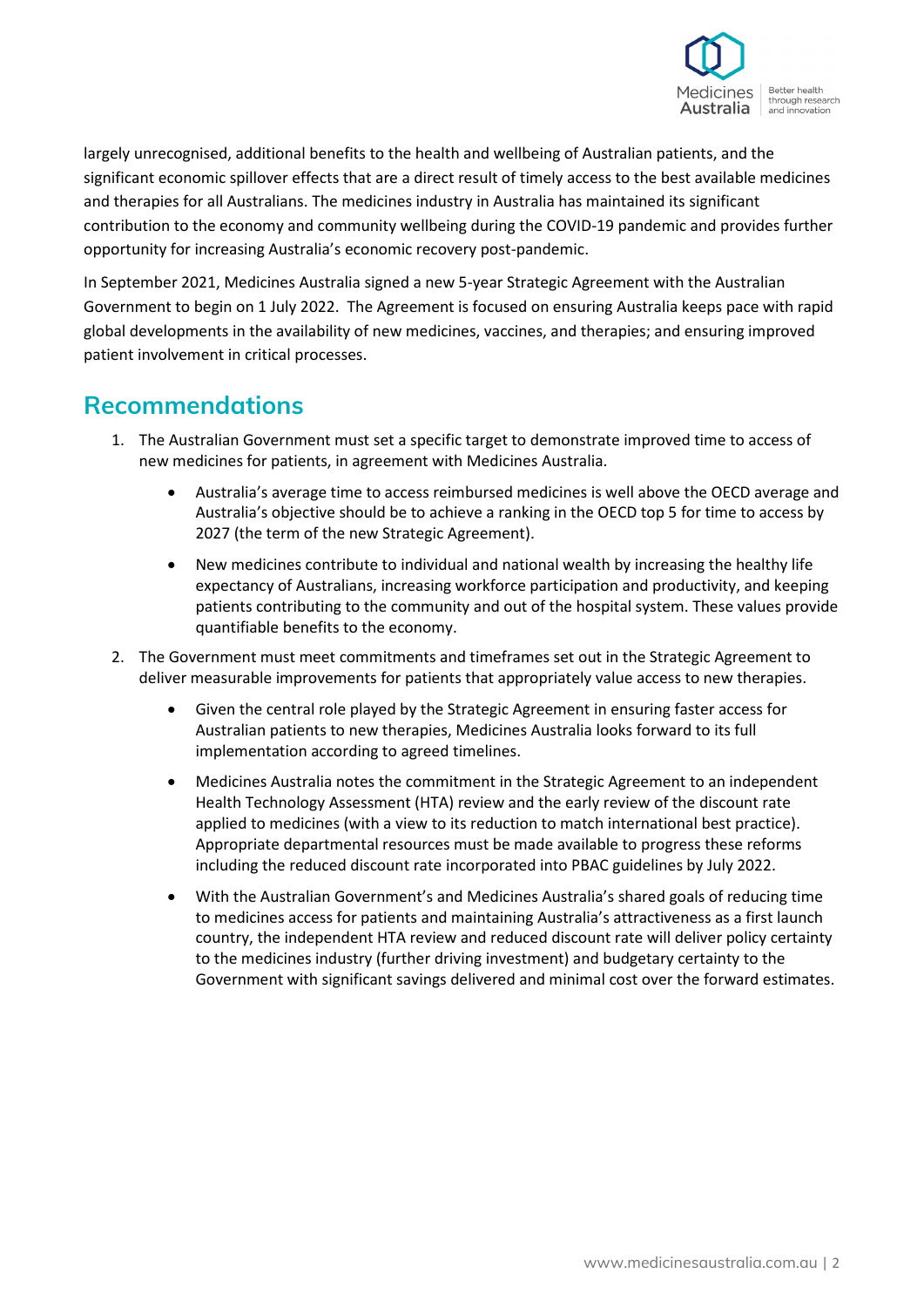largely unrecognised, additional benefits to the health and wellbeing of Australian patients, and the significant economic spillover effects that are a direct result of timely access to the best available medicines and therapies for all Australians. The medicines industry in Australia has maintained its significant contribution to the economy and community wellbeing during the COVID-19 pandemic and provides further opportunity for increasing Australia's economic recovery post-pandemic.

In September 2021, Medicines Australia signed a new 5-year Strategic Agreement with the Australian Government to begin on 1 July 2022. The Agreement is focused on ensuring Australia keeps pace with rapid global developments in the availability of new medicines, vaccines, and therapies; and ensuring improved patient involvement in critical processes.

## Recommendations

1. The Australian Government must set a specific target to demonstrate improved time to access of new medicines for patients, in agreement with Medicines Australia.
   - Australia's average time to access reimbursed medicines is well above the OECD average and Australia's objective should be to achieve a ranking in the OECD top 5 for time to access by 2027 (the term of the new Strategic Agreement).
   - New medicines contribute to individual and national wealth by increasing the healthy life expectancy of Australians, increasing workforce participation and productivity, and keeping patients contributing to the community and out of the hospital system. These values provide quantifiable benefits to the economy.
2. The Government must meet commitments and timeframes set out in the Strategic Agreement to deliver measurable improvements for patients that appropriately value access to new therapies.
   - Given the central role played by the Strategic Agreement in ensuring faster access for Australian patients to new therapies, Medicines Australia looks forward to its full implementation according to agreed timelines.
   - Medicines Australia notes the commitment in the Strategic Agreement to an independent Health Technology Assessment (HTA) review and the early review of the discount rate applied to medicines (with a view to its reduction to match international best practice). Appropriate departmental resources must be made available to progress these reforms including the reduced discount rate incorporated into PBAC guidelines by July 2022.
   - With the Australian Government's and Medicines Australia's shared goals of reducing time to medicines access for patients and maintaining Australia's attractiveness as a first launch country, the independent HTA review and reduced discount rate will deliver policy certainty to the medicines industry (further driving investment) and budgetary certainty to the Government with significant savings delivered and minimal cost over the forward estimates.